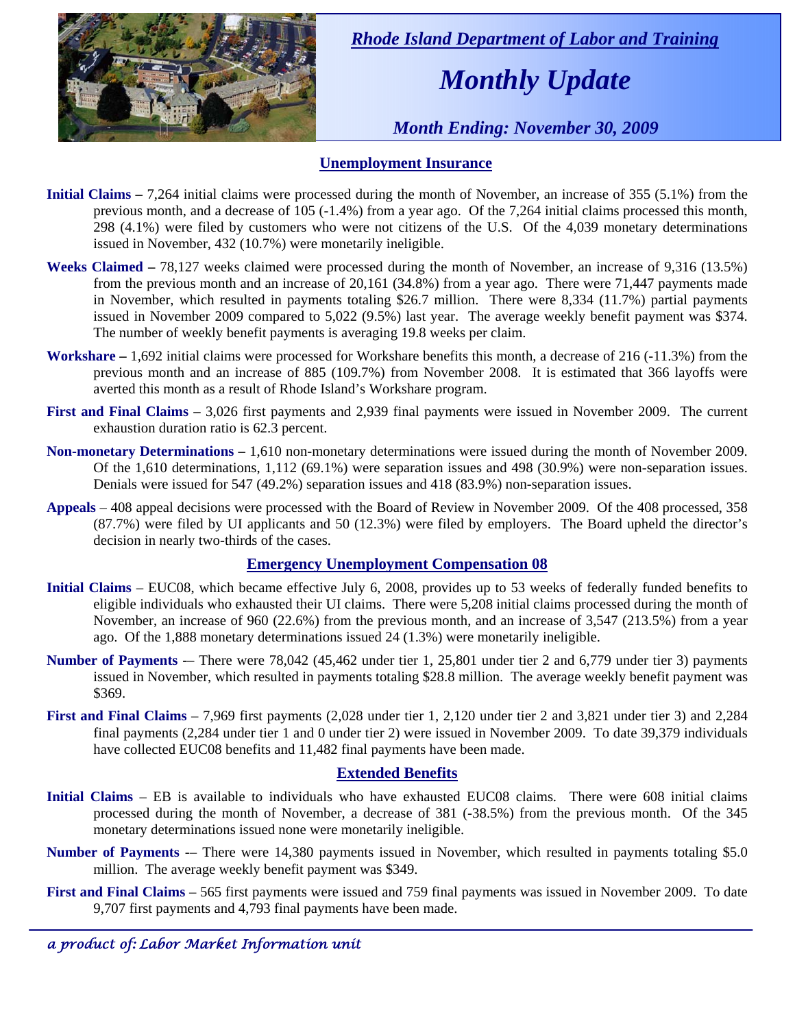*Rhode Island Department of Labor and Training*

# *Monthly Update*

*Month Ending: November 30, 2009*

## Unemployment Insurance

**Initial Claims –** 7,264 initial claims were processed during the month of November, an increase of 355 (5.1%) from the previous month, and a decrease of 105 (-1.4%) from a year ago. Of the 7,264 initial claims processed this month, 298 (4.1%) were filed by customers who were not citizens of the U.S. Of the 4,039 monetary determinations issued in November, 432 (10.7%) were monetarily ineligible.

**Weeks Claimed –** 78,127 weeks claimed were processed during the month of November, an increase of 9,316 (13.5%) from the previous month and an increase of 20,161 (34.8%) from a year ago. There were 71,447 payments made in November, which resulted in payments totaling $26.7 million. There were 8,334 (11.7%) partial payments issued in November 2009 compared to 5,022 (9.5%) last year. The average weekly benefit payment was $374. The number of weekly benefit payments is averaging 19.8 weeks per claim.

**Workshare –** 1,692 initial claims were processed for Workshare benefits this month, a decrease of 216 (-11.3%) from the previous month and an increase of 885 (109.7%) from November 2008. It is estimated that 366 layoffs were averted this month as a result of Rhode Island's Workshare program.

**First and Final Claims –** 3,026 first payments and 2,939 final payments were issued in November 2009. The current exhaustion duration ratio is 62.3 percent.

**Non-monetary Determinations –** 1,610 non-monetary determinations were issued during the month of November 2009. Of the 1,610 determinations, 1,112 (69.1%) were separation issues and 498 (30.9%) were non-separation issues. Denials were issued for 547 (49.2%) separation issues and 418 (83.9%) non-separation issues.

**Appeals** – 408 appeal decisions were processed with the Board of Review in November 2009. Of the 408 processed, 358 (87.7%) were filed by UI applicants and 50 (12.3%) were filed by employers. The Board upheld the director's decision in nearly two-thirds of the cases.

## Emergency Unemployment Compensation 08

**Initial Claims** – EUC08, which became effective July 6, 2008, provides up to 53 weeks of federally funded benefits to eligible individuals who exhausted their UI claims. There were 5,208 initial claims processed during the month of November, an increase of 960 (22.6%) from the previous month, and an increase of 3,547 (213.5%) from a year ago. Of the 1,888 monetary determinations issued 24 (1.3%) were monetarily ineligible.

**Number of Payments** -– There were 78,042 (45,462 under tier 1, 25,801 under tier 2 and 6,779 under tier 3) payments issued in November, which resulted in payments totaling $28.8 million. The average weekly benefit payment was $369.

**First and Final Claims** – 7,969 first payments (2,028 under tier 1, 2,120 under tier 2 and 3,821 under tier 3) and 2,284 final payments (2,284 under tier 1 and 0 under tier 2) were issued in November 2009. To date 39,379 individuals have collected EUC08 benefits and 11,482 final payments have been made.

## Extended Benefits

**Initial Claims** – EB is available to individuals who have exhausted EUC08 claims. There were 608 initial claims processed during the month of November, a decrease of 381 (-38.5%) from the previous month. Of the 345 monetary determinations issued none were monetarily ineligible.

**Number of Payments** -– There were 14,380 payments issued in November, which resulted in payments totaling $5.0 million. The average weekly benefit payment was $349.

**First and Final Claims** – 565 first payments were issued and 759 final payments was issued in November 2009. To date 9,707 first payments and 4,793 final payments have been made.

*a product of: Labor Market Information unit*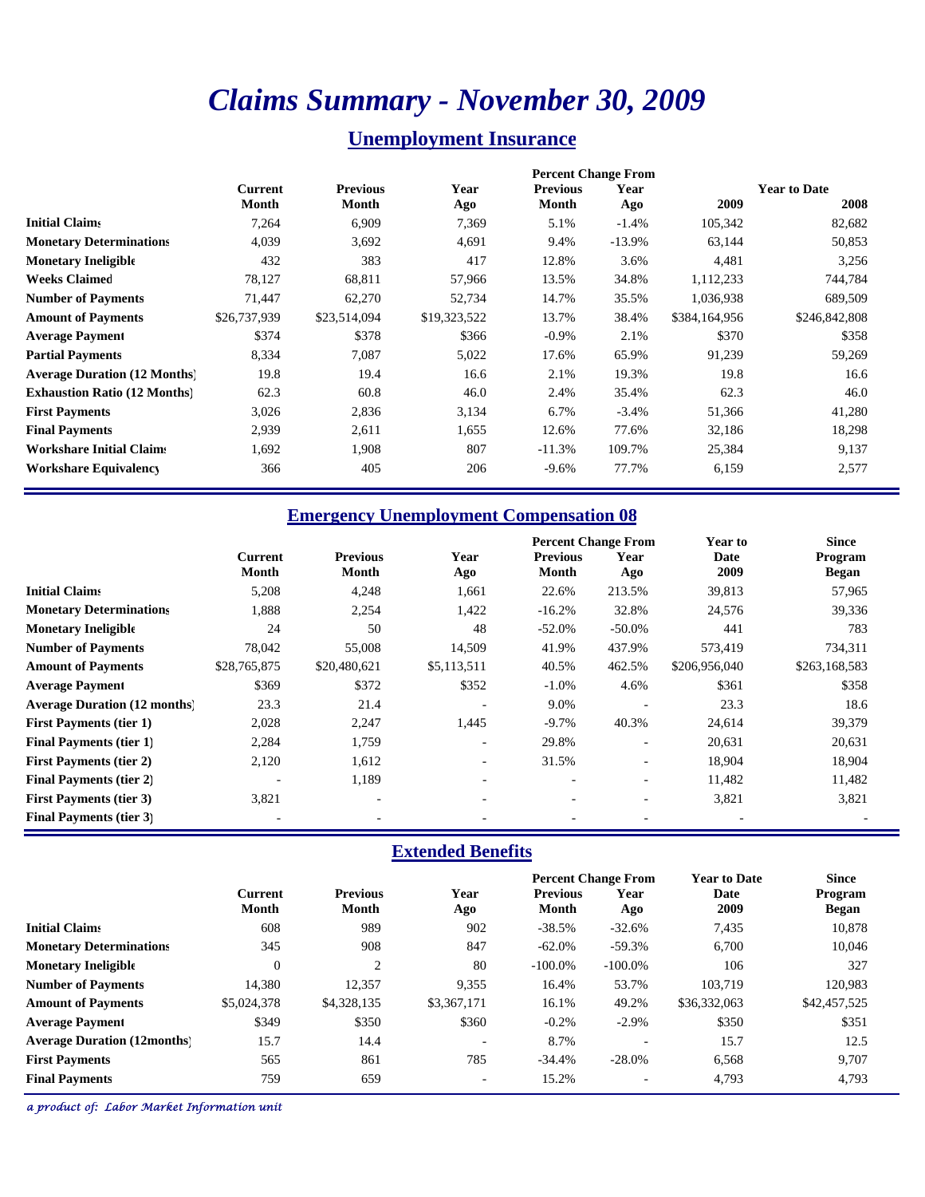# Claims Summary - November 30, 2009

## Unemployment Insurance

| | Current Month | Previous Month | Year Ago | Percent Change From Previous Month | Percent Change From Year Ago | Year to Date 2009 | Year to Date 2008 |
|---|---|---|---|---|---|---|---|
| **Initial Claims** | 7,264 | 6,909 | 7,369 | 5.1% | -1.4% | 105,342 | 82,682 |
| **Monetary Determinations** | 4,039 | 3,692 | 4,691 | 9.4% | -13.9% | 63,144 | 50,853 |
| **Monetary Ineligible** | 432 | 383 | 417 | 12.8% | 3.6% | 4,481 | 3,256 |
| **Weeks Claimed** | 78,127 | 68,811 | 57,966 | 13.5% | 34.8% | 1,112,233 | 744,784 |
| **Number of Payments** | 71,447 | 62,270 | 52,734 | 14.7% | 35.5% | 1,036,938 | 689,509 |
| **Amount of Payments** | $26,737,939 | $23,514,094 | $19,323,522 | 13.7% | 38.4% | $384,164,956 | $246,842,808 |
| **Average Payment** | $374 | $378 | $366 | -0.9% | 2.1% | $370 | $358 |
| **Partial Payments** | 8,334 | 7,087 | 5,022 | 17.6% | 65.9% | 91,239 | 59,269 |
| **Average Duration (12 Months)** | 19.8 | 19.4 | 16.6 | 2.1% | 19.3% | 19.8 | 16.6 |
| **Exhaustion Ratio (12 Months)** | 62.3 | 60.8 | 46.0 | 2.4% | 35.4% | 62.3 | 46.0 |
| **First Payments** | 3,026 | 2,836 | 3,134 | 6.7% | -3.4% | 51,366 | 41,280 |
| **Final Payments** | 2,939 | 2,611 | 1,655 | 12.6% | 77.6% | 32,186 | 18,298 |
| **Workshare Initial Claims** | 1,692 | 1,908 | 807 | -11.3% | 109.7% | 25,384 | 9,137 |
| **Workshare Equivalency** | 366 | 405 | 206 | -9.6% | 77.7% | 6,159 | 2,577 |

## Emergency Unemployment Compensation 08

| | Current Month | Previous Month | Year Ago | Percent Change From Previous Month | Percent Change From Year Ago | Year to Date 2009 | Since Program Began |
|---|---|---|---|---|---|---|---|
| **Initial Claims** | 5,208 | 4,248 | 1,661 | 22.6% | 213.5% | 39,813 | 57,965 |
| **Monetary Determinations** | 1,888 | 2,254 | 1,422 | -16.2% | 32.8% | 24,576 | 39,336 |
| **Monetary Ineligible** | 24 | 50 | 48 | -52.0% | -50.0% | 441 | 783 |
| **Number of Payments** | 78,042 | 55,008 | 14,509 | 41.9% | 437.9% | 573,419 | 734,311 |
| **Amount of Payments** | $28,765,875 | $20,480,621 | $5,113,511 | 40.5% | 462.5% | $206,956,040 | $263,168,583 |
| **Average Payment** | $369 | $372 | $352 | -1.0% | 4.6% | $361 | $358 |
| **Average Duration (12 months)** | 23.3 | 21.4 | - | 9.0% | - | 23.3 | 18.6 |
| **First Payments (tier 1)** | 2,028 | 2,247 | 1,445 | -9.7% | 40.3% | 24,614 | 39,379 |
| **Final Payments (tier 1)** | 2,284 | 1,759 | - | 29.8% | - | 20,631 | 20,631 |
| **First Payments (tier 2)** | 2,120 | 1,612 | - | 31.5% | - | 18,904 | 18,904 |
| **Final Payments (tier 2)** | - | 1,189 | - | - | - | 11,482 | 11,482 |
| **First Payments (tier 3)** | 3,821 | - | - | - | - | 3,821 | 3,821 |
| **Final Payments (tier 3)** | - | - | - | - | - | - | - |

## Extended Benefits

| | Current Month | Previous Month | Year Ago | Percent Change From Previous Month | Percent Change From Year Ago | Year to Date 2009 | Since Program Began |
|---|---|---|---|---|---|---|---|
| **Initial Claims** | 608 | 989 | 902 | -38.5% | -32.6% | 7,435 | 10,878 |
| **Monetary Determinations** | 345 | 908 | 847 | -62.0% | -59.3% | 6,700 | 10,046 |
| **Monetary Ineligible** | 0 | 2 | 80 | -100.0% | -100.0% | 106 | 327 |
| **Number of Payments** | 14,380 | 12,357 | 9,355 | 16.4% | 53.7% | 103,719 | 120,983 |
| **Amount of Payments** | $5,024,378 | $4,328,135 | $3,367,171 | 16.1% | 49.2% | $36,332,063 | $42,457,525 |
| **Average Payment** | $349 | $350 | $360 | -0.2% | -2.9% | $350 | $351 |
| **Average Duration (12months)** | 15.7 | 14.4 | - | 8.7% | - | 15.7 | 12.5 |
| **First Payments** | 565 | 861 | 785 | -34.4% | -28.0% | 6,568 | 9,707 |
| **Final Payments** | 759 | 659 | - | 15.2% | - | 4,793 | 4,793 |

*a product of: Labor Market Information unit*